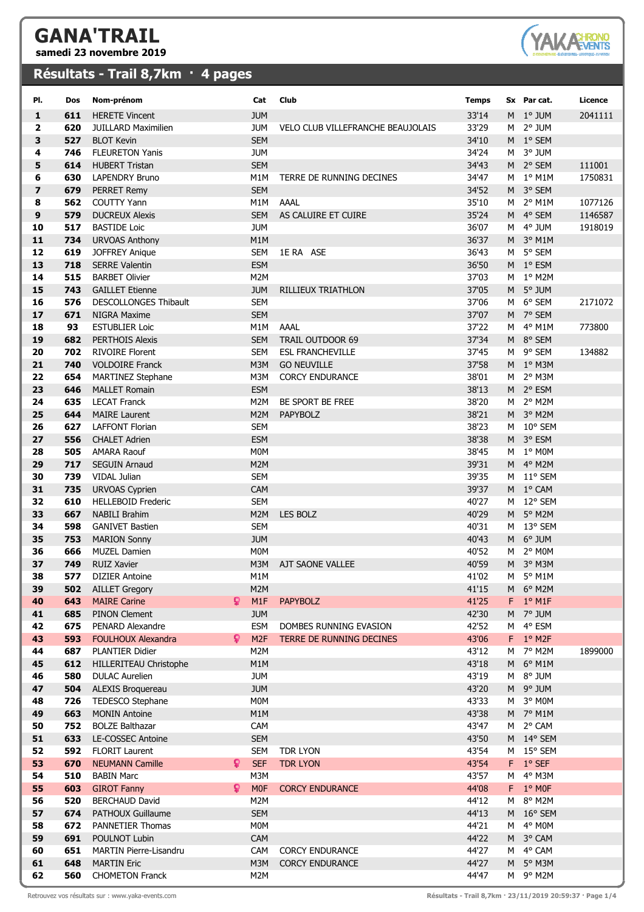# GANA'TRAIL

**samedi 23 novembre 2019**

## Résultats - Trail 8,7km · 4 pages

| Pl. | Dos | Nom-prénom | Cat | Club | Temps | Sx | Par cat. | Licence |
|---|---|---|---|---|---|---|---|---|
| 1 | 611 | HERETE Vincent | JUM | | 33'14 | M | 1° JUM | 2041111 |
| 2 | 620 | JUILLARD Maximilien | JUM | VELO CLUB VILLEFRANCHE BEAUJOLAIS | 33'29 | M | 2° JUM | |
| 3 | 527 | BLOT Kevin | SEM | | 34'10 | M | 1° SEM | |
| 4 | 746 | FLEURETON Yanis | JUM | | 34'24 | M | 3° JUM | |
| 5 | 614 | HUBERT Tristan | SEM | | 34'43 | M | 2° SEM | 111001 |
| 6 | 630 | LAPENDRY Bruno | M1M | TERRE DE RUNNING DECINES | 34'47 | M | 1° M1M | 1750831 |
| 7 | 679 | PERRET Remy | SEM | | 34'52 | M | 3° SEM | |
| 8 | 562 | COUTTY Yann | M1M | AAAL | 35'10 | M | 2° M1M | 1077126 |
| 9 | 579 | DUCREUX Alexis | SEM | AS CALUIRE ET CUIRE | 35'24 | M | 4° SEM | 1146587 |
| 10 | 517 | BASTIDE Loic | JUM | | 36'07 | M | 4° JUM | 1918019 |
| 11 | 734 | URVOAS Anthony | M1M | | 36'37 | M | 3° M1M | |
| 12 | 619 | JOFFREY Anique | SEM | 1E RA ASE | 36'43 | M | 5° SEM | |
| 13 | 718 | SERRE Valentin | ESM | | 36'50 | M | 1° ESM | |
| 14 | 515 | BARBET Olivier | M2M | | 37'03 | M | 1° M2M | |
| 15 | 743 | GAILLET Etienne | JUM | RILLIEUX TRIATHLON | 37'05 | M | 5° JUM | |
| 16 | 576 | DESCOLLONGES Thibault | SEM | | 37'06 | M | 6° SEM | 2171072 |
| 17 | 671 | NIGRA Maxime | SEM | | 37'07 | M | 7° SEM | |
| 18 | 93 | ESTUBLIER Loic | M1M | AAAL | 37'22 | M | 4° M1M | 773800 |
| 19 | 682 | PERTHOIS Alexis | SEM | TRAIL OUTDOOR 69 | 37'34 | M | 8° SEM | |
| 20 | 702 | RIVOIRE Florent | SEM | ESL FRANCHEVILLE | 37'45 | M | 9° SEM | 134882 |
| 21 | 740 | VOLDOIRE Franck | M3M | GO NEUVILLE | 37'58 | M | 1° M3M | |
| 22 | 654 | MARTINEZ Stephane | M3M | CORCY ENDURANCE | 38'01 | M | 2° M3M | |
| 23 | 646 | MALLET Romain | ESM | | 38'13 | M | 2° ESM | |
| 24 | 635 | LECAT Franck | M2M | BE SPORT BE FREE | 38'20 | M | 2° M2M | |
| 25 | 644 | MAIRE Laurent | M2M | PAPYBOLZ | 38'21 | M | 3° M2M | |
| 26 | 627 | LAFFONT Florian | SEM | | 38'23 | M | 10° SEM | |
| 27 | 556 | CHALET Adrien | ESM | | 38'38 | M | 3° ESM | |
| 28 | 505 | AMARA Raouf | M0M | | 38'45 | M | 1° M0M | |
| 29 | 717 | SEGUIN Arnaud | M2M | | 39'31 | M | 4° M2M | |
| 30 | 739 | VIDAL Julian | SEM | | 39'35 | M | 11° SEM | |
| 31 | 735 | URVOAS Cyprien | CAM | | 39'37 | M | 1° CAM | |
| 32 | 610 | HELLEBOID Frederic | SEM | | 40'27 | M | 12° SEM | |
| 33 | 667 | NABILI Brahim | M2M | LES BOLZ | 40'29 | M | 5° M2M | |
| 34 | 598 | GANIVET Bastien | SEM | | 40'31 | M | 13° SEM | |
| 35 | 753 | MARION Sonny | JUM | | 40'43 | M | 6° JUM | |
| 36 | 666 | MUZEL Damien | M0M | | 40'52 | M | 2° M0M | |
| 37 | 749 | RUIZ Xavier | M3M | AJT SAONE VALLEE | 40'59 | M | 3° M3M | |
| 38 | 577 | DIZIER Antoine | M1M | | 41'02 | M | 5° M1M | |
| 39 | 502 | AILLET Gregory | M2M | | 41'15 | M | 6° M2M | |
| 40 | 643 | MAIRE Carine | M1F | PAPYBOLZ | 41'25 | F | 1° M1F | |
| 41 | 685 | PINON Clement | JUM | | 42'30 | M | 7° JUM | |
| 42 | 675 | PENARD Alexandre | ESM | DOMBES RUNNING EVASION | 42'52 | M | 4° ESM | |
| 43 | 593 | FOULHOUX Alexandra | M2F | TERRE DE RUNNING DECINES | 43'06 | F | 1° M2F | |
| 44 | 687 | PLANTIER Didier | M2M | | 43'12 | M | 7° M2M | 1899000 |
| 45 | 612 | HILLERITEAU Christophe | M1M | | 43'18 | M | 6° M1M | |
| 46 | 580 | DULAC Aurelien | JUM | | 43'19 | M | 8° JUM | |
| 47 | 504 | ALEXIS Broquereau | JUM | | 43'20 | M | 9° JUM | |
| 48 | 726 | TEDESCO Stephane | M0M | | 43'33 | M | 3° M0M | |
| 49 | 663 | MONIN Antoine | M1M | | 43'38 | M | 7° M1M | |
| 50 | 752 | BOLZE Balthazar | CAM | | 43'47 | M | 2° CAM | |
| 51 | 633 | LE-COSSEC Antoine | SEM | | 43'50 | M | 14° SEM | |
| 52 | 592 | FLORIT Laurent | SEM | TDR LYON | 43'54 | M | 15° SEM | |
| 53 | 670 | NEUMANN Camille | SEF | TDR LYON | 43'54 | F | 1° SEF | |
| 54 | 510 | BABIN Marc | M3M | | 43'57 | M | 4° M3M | |
| 55 | 603 | GIROT Fanny | M0F | CORCY ENDURANCE | 44'08 | F | 1° M0F | |
| 56 | 520 | BERCHAUD David | M2M | | 44'12 | M | 8° M2M | |
| 57 | 674 | PATHOUX Guillaume | SEM | | 44'13 | M | 16° SEM | |
| 58 | 672 | PANNETIER Thomas | M0M | | 44'21 | M | 4° M0M | |
| 59 | 691 | POULNOT Lubin | CAM | | 44'22 | M | 3° CAM | |
| 60 | 651 | MARTIN Pierre-Lisandru | CAM | CORCY ENDURANCE | 44'27 | M | 4° CAM | |
| 61 | 648 | MARTIN Eric | M3M | CORCY ENDURANCE | 44'27 | M | 5° M3M | |
| 62 | 560 | CHOMETON Franck | M2M | | 44'47 | M | 9° M2M | |

Retrouvez vos résultats sur : www.yaka-events.com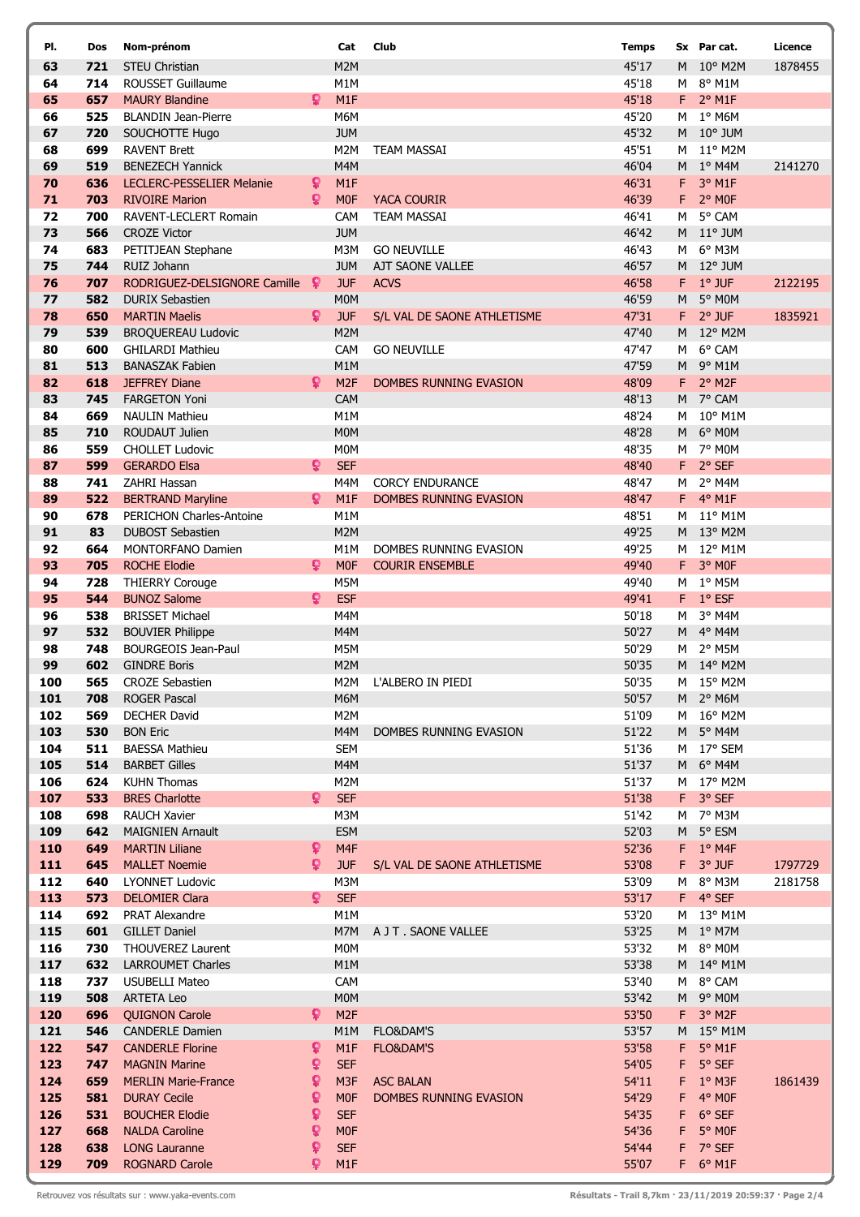| Pl. | Dos | Nom-prénom | Cat | Club | Temps | Sx | Par cat. | Licence |
|---|---|---|---|---|---|---|---|---|
| 63 | 721 | STEU Christian | M2M | | 45'17 | M | 10° M2M | 1878455 |
| 64 | 714 | ROUSSET Guillaume | M1M | | 45'18 | M | 8° M1M | |
| 65 | 657 | MAURY Blandine | M1F | | 45'18 | F | 2° M1F | |
| 66 | 525 | BLANDIN Jean-Pierre | M6M | | 45'20 | M | 1° M6M | |
| 67 | 720 | SOUCHOTTE Hugo | JUM | | 45'32 | M | 10° JUM | |
| 68 | 699 | RAVENT Brett | M2M | TEAM MASSAI | 45'51 | M | 11° M2M | |
| 69 | 519 | BENEZECH Yannick | M4M | | 46'04 | M | 1° M4M | 2141270 |
| 70 | 636 | LECLERC-PESSELIER Melanie | M1F | | 46'31 | F | 3° M1F | |
| 71 | 703 | RIVOIRE Marion | M0F | YACA COURIR | 46'39 | F | 2° M0F | |
| 72 | 700 | RAVENT-LECLERT Romain | CAM | TEAM MASSAI | 46'41 | M | 5° CAM | |
| 73 | 566 | CROZE Victor | JUM | | 46'42 | M | 11° JUM | |
| 74 | 683 | PETITJEAN Stephane | M3M | GO NEUVILLE | 46'43 | M | 6° M3M | |
| 75 | 744 | RUIZ Johann | JUM | AJT SAONE VALLEE | 46'57 | M | 12° JUM | |
| 76 | 707 | RODRIGUEZ-DELSIGNORE Camille | JUF | ACVS | 46'58 | F | 1° JUF | 2122195 |
| 77 | 582 | DURIX Sebastien | M0M | | 46'59 | M | 5° M0M | |
| 78 | 650 | MARTIN Maelis | JUF | S/L VAL DE SAONE ATHLETISME | 47'31 | F | 2° JUF | 1835921 |
| 79 | 539 | BROQUEREAU Ludovic | M2M | | 47'40 | M | 12° M2M | |
| 80 | 600 | GHILARDI Mathieu | CAM | GO NEUVILLE | 47'47 | M | 6° CAM | |
| 81 | 513 | BANASZAK Fabien | M1M | | 47'59 | M | 9° M1M | |
| 82 | 618 | JEFFREY Diane | M2F | DOMBES RUNNING EVASION | 48'09 | F | 2° M2F | |
| 83 | 745 | FARGETON Yoni | CAM | | 48'13 | M | 7° CAM | |
| 84 | 669 | NAULIN Mathieu | M1M | | 48'24 | M | 10° M1M | |
| 85 | 710 | ROUDAUT Julien | M0M | | 48'28 | M | 6° M0M | |
| 86 | 559 | CHOLLET Ludovic | M0M | | 48'35 | M | 7° M0M | |
| 87 | 599 | GERARDO Elsa | SEF | | 48'40 | F | 2° SEF | |
| 88 | 741 | ZAHRI Hassan | M4M | CORCY ENDURANCE | 48'47 | M | 2° M4M | |
| 89 | 522 | BERTRAND Maryline | M1F | DOMBES RUNNING EVASION | 48'47 | F | 4° M1F | |
| 90 | 678 | PERICHON Charles-Antoine | M1M | | 48'51 | M | 11° M1M | |
| 91 | 83 | DUBOST Sebastien | M2M | | 49'25 | M | 13° M2M | |
| 92 | 664 | MONTORFANO Damien | M1M | DOMBES RUNNING EVASION | 49'25 | M | 12° M1M | |
| 93 | 705 | ROCHE Elodie | M0F | COURIR ENSEMBLE | 49'40 | F | 3° M0F | |
| 94 | 728 | THIERRY Corouge | M5M | | 49'40 | M | 1° M5M | |
| 95 | 544 | BUNOZ Salome | ESF | | 49'41 | F | 1° ESF | |
| 96 | 538 | BRISSET Michael | M4M | | 50'18 | M | 3° M4M | |
| 97 | 532 | BOUVIER Philippe | M4M | | 50'27 | M | 4° M4M | |
| 98 | 748 | BOURGEOIS Jean-Paul | M5M | | 50'29 | M | 2° M5M | |
| 99 | 602 | GINDRE Boris | M2M | | 50'35 | M | 14° M2M | |
| 100 | 565 | CROZE Sebastien | M2M | L'ALBERO IN PIEDI | 50'35 | M | 15° M2M | |
| 101 | 708 | ROGER Pascal | M6M | | 50'57 | M | 2° M6M | |
| 102 | 569 | DECHER David | M2M | | 51'09 | M | 16° M2M | |
| 103 | 530 | BON Eric | M4M | DOMBES RUNNING EVASION | 51'22 | M | 5° M4M | |
| 104 | 511 | BAESSA Mathieu | SEM | | 51'36 | M | 17° SEM | |
| 105 | 514 | BARBET Gilles | M4M | | 51'37 | M | 6° M4M | |
| 106 | 624 | KUHN Thomas | M2M | | 51'37 | M | 17° M2M | |
| 107 | 533 | BRES Charlotte | SEF | | 51'38 | F | 3° SEF | |
| 108 | 698 | RAUCH Xavier | M3M | | 51'42 | M | 7° M3M | |
| 109 | 642 | MAIGNIEN Arnault | ESM | | 52'03 | M | 5° ESM | |
| 110 | 649 | MARTIN Liliane | M4F | | 52'36 | F | 1° M4F | |
| 111 | 645 | MALLET Noemie | JUF | S/L VAL DE SAONE ATHLETISME | 53'08 | F | 3° JUF | 1797729 |
| 112 | 640 | LYONNET Ludovic | M3M | | 53'09 | M | 8° M3M | 2181758 |
| 113 | 573 | DELOMIER Clara | SEF | | 53'17 | F | 4° SEF | |
| 114 | 692 | PRAT Alexandre | M1M | | 53'20 | M | 13° M1M | |
| 115 | 601 | GILLET Daniel | M7M | A J T . SAONE VALLEE | 53'25 | M | 1° M7M | |
| 116 | 730 | THOUVEREZ Laurent | M0M | | 53'32 | M | 8° M0M | |
| 117 | 632 | LARROUMET Charles | M1M | | 53'38 | M | 14° M1M | |
| 118 | 737 | USUBELLI Mateo | CAM | | 53'40 | M | 8° CAM | |
| 119 | 508 | ARTETA Leo | M0M | | 53'42 | M | 9° M0M | |
| 120 | 696 | QUIGNON Carole | M2F | | 53'50 | F | 3° M2F | |
| 121 | 546 | CANDERLE Damien | M1M | FLO&DAM'S | 53'57 | M | 15° M1M | |
| 122 | 547 | CANDERLE Florine | M1F | FLO&DAM'S | 53'58 | F | 5° M1F | |
| 123 | 747 | MAGNIN Marine | SEF | | 54'05 | F | 5° SEF | |
| 124 | 659 | MERLIN Marie-France | M3F | ASC BALAN | 54'11 | F | 1° M3F | 1861439 |
| 125 | 581 | DURAY Cecile | M0F | DOMBES RUNNING EVASION | 54'29 | F | 4° M0F | |
| 126 | 531 | BOUCHER Elodie | SEF | | 54'35 | F | 6° SEF | |
| 127 | 668 | NALDA Caroline | M0F | | 54'36 | F | 5° M0F | |
| 128 | 638 | LONG Lauranne | SEF | | 54'44 | F | 7° SEF | |
| 129 | 709 | ROGNARD Carole | M1F | | 55'07 | F | 6° M1F | |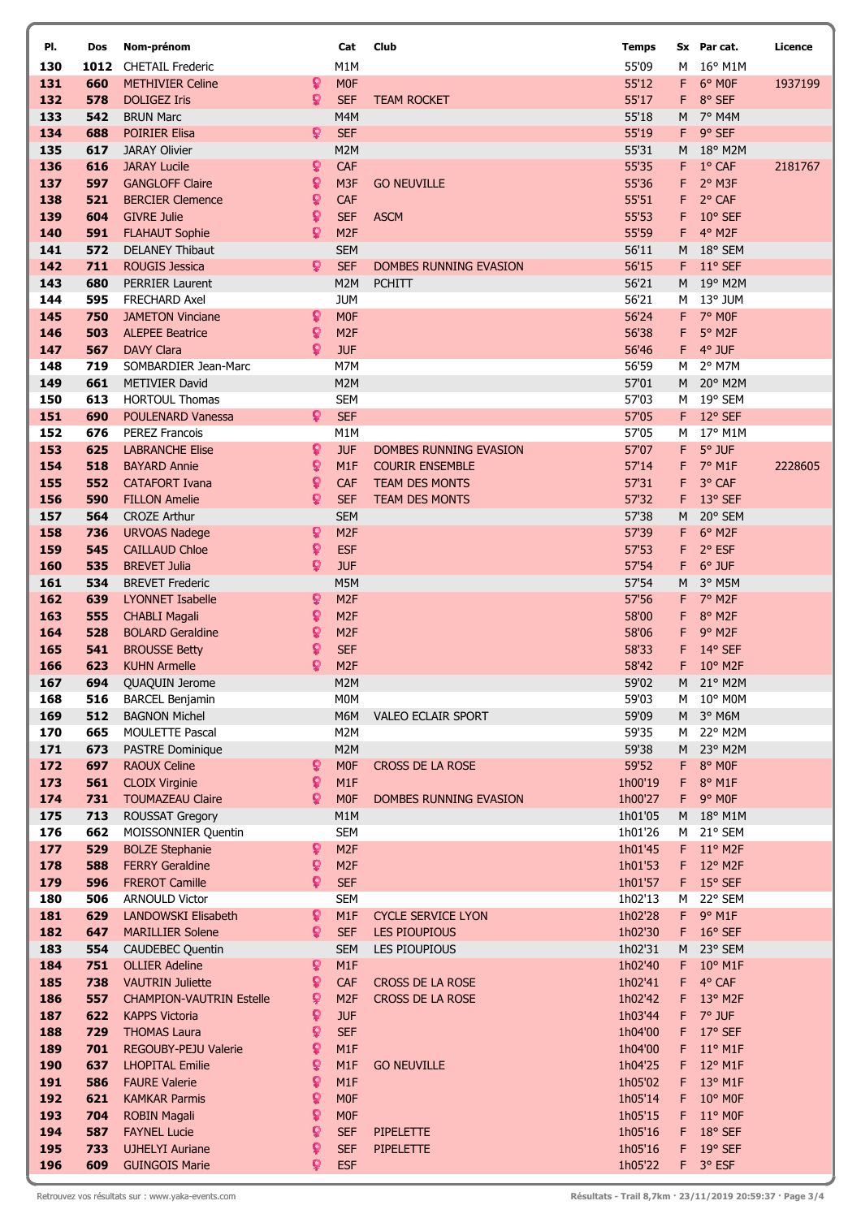| Pl. | Dos | Nom-prénom | Cat | Club | Temps | Sx | Par cat. | Licence |
|---|---|---|---|---|---|---|---|---|
| 130 | 1012 | CHETAIL Frederic | M1M | | 55'09 | M | 16° M1M | |
| 131 | 660 | METHIVIER Celine | M0F | | 55'12 | F | 6° M0F | 1937199 |
| 132 | 578 | DOLIGEZ Iris | SEF | TEAM ROCKET | 55'17 | F | 8° SEF | |
| 133 | 542 | BRUN Marc | M4M | | 55'18 | M | 7° M4M | |
| 134 | 688 | POIRIER Elisa | SEF | | 55'19 | F | 9° SEF | |
| 135 | 617 | JARAY Olivier | M2M | | 55'31 | M | 18° M2M | |
| 136 | 616 | JARAY Lucile | CAF | | 55'35 | F | 1° CAF | 2181767 |
| 137 | 597 | GANGLOFF Claire | M3F | GO NEUVILLE | 55'36 | F | 2° M3F | |
| 138 | 521 | BERCIER Clemence | CAF | | 55'51 | F | 2° CAF | |
| 139 | 604 | GIVRE Julie | SEF | ASCM | 55'53 | F | 10° SEF | |
| 140 | 591 | FLAHAUT Sophie | M2F | | 55'59 | F | 4° M2F | |
| 141 | 572 | DELANEY Thibaut | SEM | | 56'11 | M | 18° SEM | |
| 142 | 711 | ROUGIS Jessica | SEF | DOMBES RUNNING EVASION | 56'15 | F | 11° SEF | |
| 143 | 680 | PERRIER Laurent | M2M | PCHITT | 56'21 | M | 19° M2M | |
| 144 | 595 | FRECHARD Axel | JUM | | 56'21 | M | 13° JUM | |
| 145 | 750 | JAMETON Vinciane | M0F | | 56'24 | F | 7° M0F | |
| 146 | 503 | ALEPEE Beatrice | M2F | | 56'38 | F | 5° M2F | |
| 147 | 567 | DAVY Clara | JUF | | 56'46 | F | 4° JUF | |
| 148 | 719 | SOMBARDIER Jean-Marc | M7M | | 56'59 | M | 2° M7M | |
| 149 | 661 | METIVIER David | M2M | | 57'01 | M | 20° M2M | |
| 150 | 613 | HORTOUL Thomas | SEM | | 57'03 | M | 19° SEM | |
| 151 | 690 | POULENARD Vanessa | SEF | | 57'05 | F | 12° SEF | |
| 152 | 676 | PEREZ Francois | M1M | | 57'05 | M | 17° M1M | |
| 153 | 625 | LABRANCHE Elise | JUF | DOMBES RUNNING EVASION | 57'07 | F | 5° JUF | |
| 154 | 518 | BAYARD Annie | M1F | COURIR ENSEMBLE | 57'14 | F | 7° M1F | 2228605 |
| 155 | 552 | CATAFORT Ivana | CAF | TEAM DES MONTS | 57'31 | F | 3° CAF | |
| 156 | 590 | FILLON Amelie | SEF | TEAM DES MONTS | 57'32 | F | 13° SEF | |
| 157 | 564 | CROZE Arthur | SEM | | 57'38 | M | 20° SEM | |
| 158 | 736 | URVOAS Nadege | M2F | | 57'39 | F | 6° M2F | |
| 159 | 545 | CAILLAUD Chloe | ESF | | 57'53 | F | 2° ESF | |
| 160 | 535 | BREVET Julia | JUF | | 57'54 | F | 6° JUF | |
| 161 | 534 | BREVET Frederic | M5M | | 57'54 | M | 3° M5M | |
| 162 | 639 | LYONNET Isabelle | M2F | | 57'56 | F | 7° M2F | |
| 163 | 555 | CHABLI Magali | M2F | | 58'00 | F | 8° M2F | |
| 164 | 528 | BOLARD Geraldine | M2F | | 58'06 | F | 9° M2F | |
| 165 | 541 | BROUSSE Betty | SEF | | 58'33 | F | 14° SEF | |
| 166 | 623 | KUHN Armelle | M2F | | 58'42 | F | 10° M2F | |
| 167 | 694 | QUAQUIN Jerome | M2M | | 59'02 | M | 21° M2M | |
| 168 | 516 | BARCEL Benjamin | M0M | | 59'03 | M | 10° M0M | |
| 169 | 512 | BAGNON Michel | M6M | VALEO ECLAIR SPORT | 59'09 | M | 3° M6M | |
| 170 | 665 | MOULETTE Pascal | M2M | | 59'35 | M | 22° M2M | |
| 171 | 673 | PASTRE Dominique | M2M | | 59'38 | M | 23° M2M | |
| 172 | 697 | RAOUX Celine | M0F | CROSS DE LA ROSE | 59'52 | F | 8° M0F | |
| 173 | 561 | CLOIX Virginie | M1F | | 1h00'19 | F | 8° M1F | |
| 174 | 731 | TOUMAZEAU Claire | M0F | DOMBES RUNNING EVASION | 1h00'27 | F | 9° M0F | |
| 175 | 713 | ROUSSAT Gregory | M1M | | 1h01'05 | M | 18° M1M | |
| 176 | 662 | MOISSONNIER Quentin | SEM | | 1h01'26 | M | 21° SEM | |
| 177 | 529 | BOLZE Stephanie | M2F | | 1h01'45 | F | 11° M2F | |
| 178 | 588 | FERRY Geraldine | M2F | | 1h01'53 | F | 12° M2F | |
| 179 | 596 | FREROT Camille | SEF | | 1h01'57 | F | 15° SEF | |
| 180 | 506 | ARNOULD Victor | SEM | | 1h02'13 | M | 22° SEM | |
| 181 | 629 | LANDOWSKI Elisabeth | M1F | CYCLE SERVICE LYON | 1h02'28 | F | 9° M1F | |
| 182 | 647 | MARILLIER Solene | SEF | LES PIOUPIOUS | 1h02'30 | F | 16° SEF | |
| 183 | 554 | CAUDEBEC Quentin | SEM | LES PIOUPIOUS | 1h02'31 | M | 23° SEM | |
| 184 | 751 | OLLIER Adeline | M1F | | 1h02'40 | F | 10° M1F | |
| 185 | 738 | VAUTRIN Juliette | CAF | CROSS DE LA ROSE | 1h02'41 | F | 4° CAF | |
| 186 | 557 | CHAMPION-VAUTRIN Estelle | M2F | CROSS DE LA ROSE | 1h02'42 | F | 13° M2F | |
| 187 | 622 | KAPPS Victoria | JUF | | 1h03'44 | F | 7° JUF | |
| 188 | 729 | THOMAS Laura | SEF | | 1h04'00 | F | 17° SEF | |
| 189 | 701 | REGOUBY-PEJU Valerie | M1F | | 1h04'00 | F | 11° M1F | |
| 190 | 637 | LHOPITAL Emilie | M1F | GO NEUVILLE | 1h04'25 | F | 12° M1F | |
| 191 | 586 | FAURE Valerie | M1F | | 1h05'02 | F | 13° M1F | |
| 192 | 621 | KAMKAR Parmis | M0F | | 1h05'14 | F | 10° M0F | |
| 193 | 704 | ROBIN Magali | M0F | | 1h05'15 | F | 11° M0F | |
| 194 | 587 | FAYNEL Lucie | SEF | PIPELETTE | 1h05'16 | F | 18° SEF | |
| 195 | 733 | UJHELYI Auriane | SEF | PIPELETTE | 1h05'16 | F | 19° SEF | |
| 196 | 609 | GUINGOIS Marie | ESF | | 1h05'22 | F | 3° ESF | |

Retrouvez vos résultats sur : www.yaka-events.com

Résultats - Trail 8,7km · 23/11/2019 20:59:37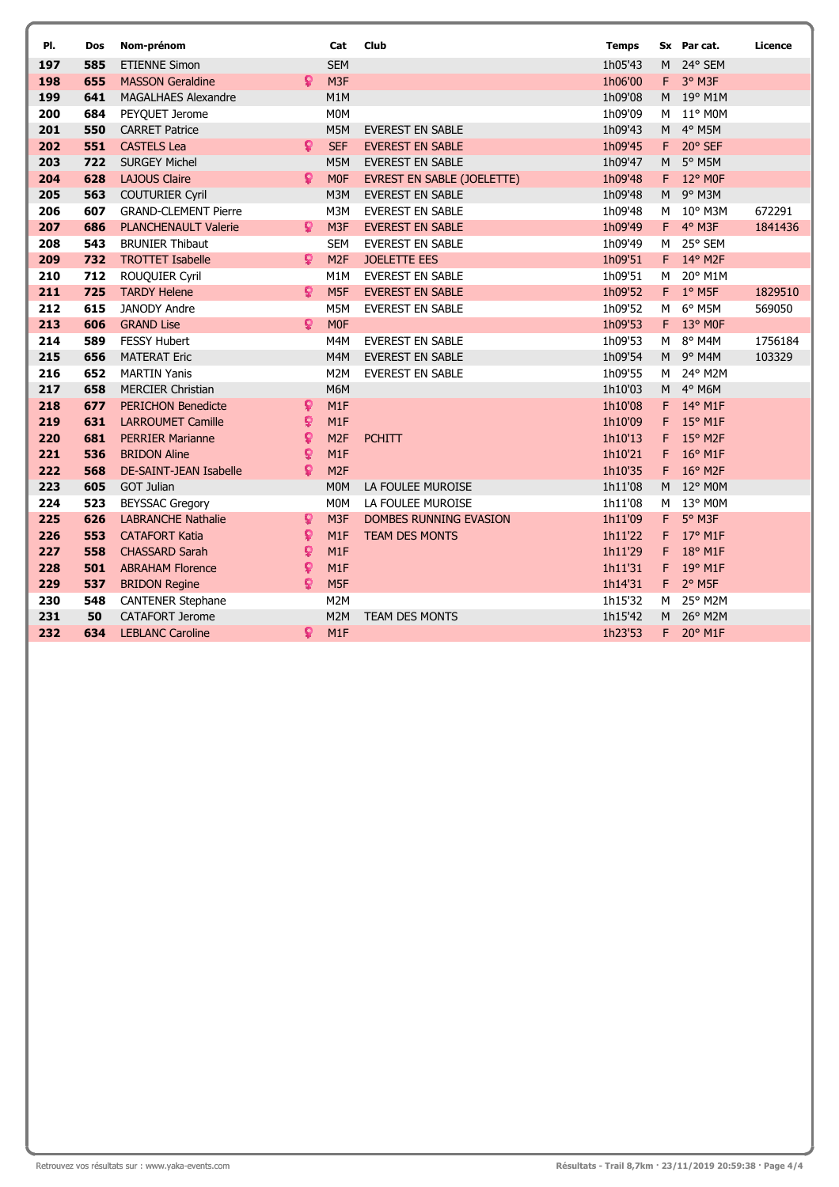| Pl. | Dos | Nom-prénom | | Cat | Club | Temps | Sx | Par cat. | Licence |
|---|---|---|---|---|---|---|---|---|---|
| 197 | 585 | ETIENNE Simon | | SEM | | 1h05'43 | M | 24° SEM | |
| 198 | 655 | MASSON Geraldine | ♀ | M3F | | 1h06'00 | F | 3° M3F | |
| 199 | 641 | MAGALHAES Alexandre | | M1M | | 1h09'08 | M | 19° M1M | |
| 200 | 684 | PEYQUET Jerome | | M0M | | 1h09'09 | M | 11° M0M | |
| 201 | 550 | CARRET Patrice | | M5M | EVEREST EN SABLE | 1h09'43 | M | 4° M5M | |
| 202 | 551 | CASTELS Lea | ♀ | SEF | EVEREST EN SABLE | 1h09'45 | F | 20° SEF | |
| 203 | 722 | SURGEY Michel | | M5M | EVEREST EN SABLE | 1h09'47 | M | 5° M5M | |
| 204 | 628 | LAJOUS Claire | ♀ | M0F | EVREST EN SABLE (JOELETTE) | 1h09'48 | F | 12° M0F | |
| 205 | 563 | COUTURIER Cyril | | M3M | EVEREST EN SABLE | 1h09'48 | M | 9° M3M | |
| 206 | 607 | GRAND-CLEMENT Pierre | | M3M | EVEREST EN SABLE | 1h09'48 | M | 10° M3M | 672291 |
| 207 | 686 | PLANCHENAULT Valerie | ♀ | M3F | EVEREST EN SABLE | 1h09'49 | F | 4° M3F | 1841436 |
| 208 | 543 | BRUNIER Thibaut | | SEM | EVEREST EN SABLE | 1h09'49 | M | 25° SEM | |
| 209 | 732 | TROTTET Isabelle | ♀ | M2F | JOELETTE EES | 1h09'51 | F | 14° M2F | |
| 210 | 712 | ROUQUIER Cyril | | M1M | EVEREST EN SABLE | 1h09'51 | M | 20° M1M | |
| 211 | 725 | TARDY Helene | ♀ | M5F | EVEREST EN SABLE | 1h09'52 | F | 1° M5F | 1829510 |
| 212 | 615 | JANODY Andre | | M5M | EVEREST EN SABLE | 1h09'52 | M | 6° M5M | 569050 |
| 213 | 606 | GRAND Lise | ♀ | M0F | | 1h09'53 | F | 13° M0F | |
| 214 | 589 | FESSY Hubert | | M4M | EVEREST EN SABLE | 1h09'53 | M | 8° M4M | 1756184 |
| 215 | 656 | MATERAT Eric | | M4M | EVEREST EN SABLE | 1h09'54 | M | 9° M4M | 103329 |
| 216 | 652 | MARTIN Yanis | | M2M | EVEREST EN SABLE | 1h09'55 | M | 24° M2M | |
| 217 | 658 | MERCIER Christian | | M6M | | 1h10'03 | M | 4° M6M | |
| 218 | 677 | PERICHON Benedicte | ♀ | M1F | | 1h10'08 | F | 14° M1F | |
| 219 | 631 | LARROUMET Camille | ♀ | M1F | | 1h10'09 | F | 15° M1F | |
| 220 | 681 | PERRIER Marianne | ♀ | M2F | PCHITT | 1h10'13 | F | 15° M2F | |
| 221 | 536 | BRIDON Aline | ♀ | M1F | | 1h10'21 | F | 16° M1F | |
| 222 | 568 | DE-SAINT-JEAN Isabelle | ♀ | M2F | | 1h10'35 | F | 16° M2F | |
| 223 | 605 | GOT Julian | | M0M | LA FOULEE MUROISE | 1h11'08 | M | 12° M0M | |
| 224 | 523 | BEYSSAC Gregory | | M0M | LA FOULEE MUROISE | 1h11'08 | M | 13° M0M | |
| 225 | 626 | LABRANCHE Nathalie | ♀ | M3F | DOMBES RUNNING EVASION | 1h11'09 | F | 5° M3F | |
| 226 | 553 | CATAFORT Katia | ♀ | M1F | TEAM DES MONTS | 1h11'22 | F | 17° M1F | |
| 227 | 558 | CHASSARD Sarah | ♀ | M1F | | 1h11'29 | F | 18° M1F | |
| 228 | 501 | ABRAHAM Florence | ♀ | M1F | | 1h11'31 | F | 19° M1F | |
| 229 | 537 | BRIDON Regine | ♀ | M5F | | 1h14'31 | F | 2° M5F | |
| 230 | 548 | CANTENER Stephane | | M2M | | 1h15'32 | M | 25° M2M | |
| 231 | 50 | CATAFORT Jerome | | M2M | TEAM DES MONTS | 1h15'42 | M | 26° M2M | |
| 232 | 634 | LEBLANC Caroline | ♀ | M1F | | 1h23'53 | F | 20° M1F | |

Retrouvez vos résultats sur : www.yaka-events.com

Résultats - Trail 8,7km · 23/11/2019 20:59:38